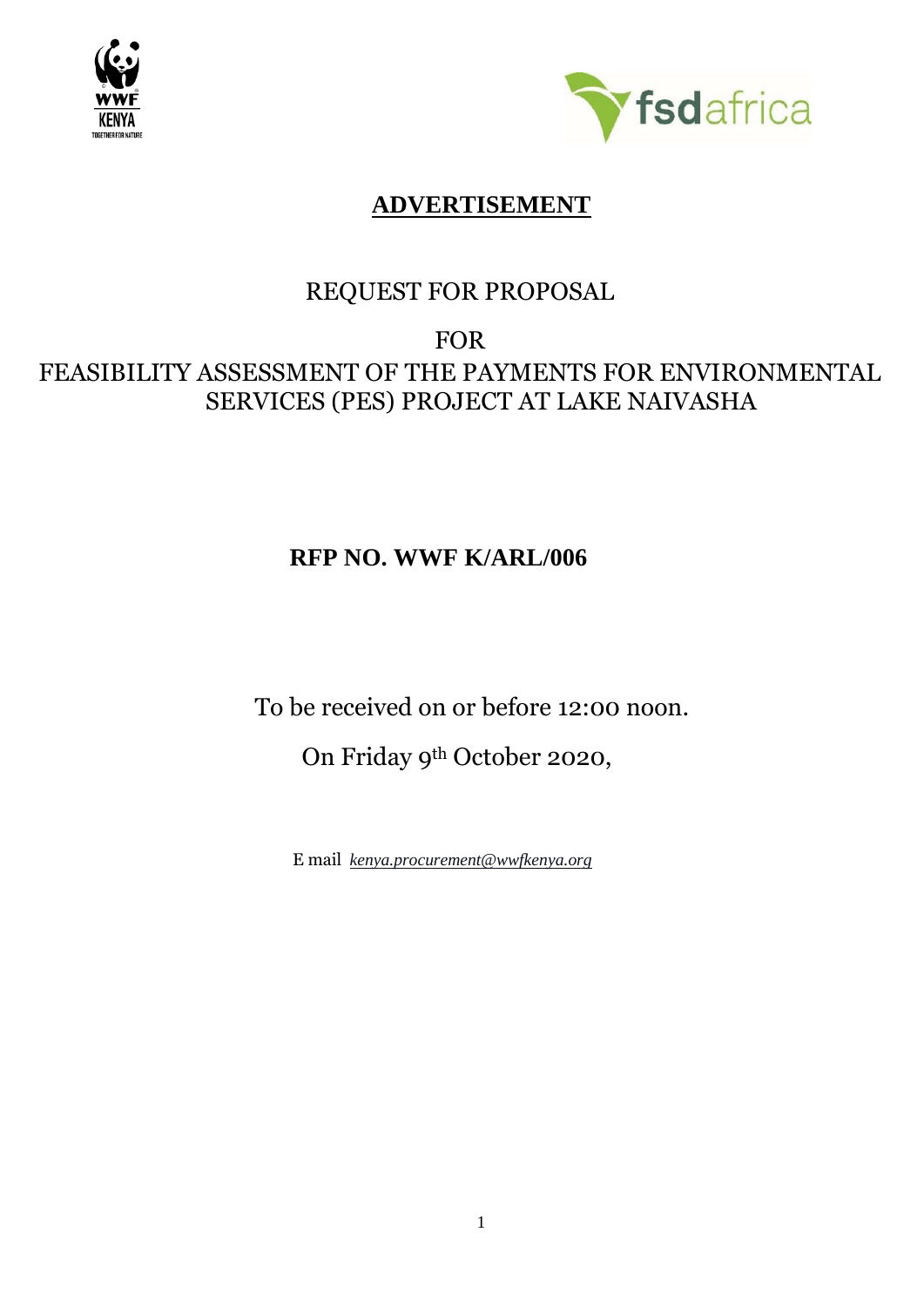# **ADVERTISEMENT**

REQUEST FOR PROPOSAL

FOR

FEASIBILITY ASSESSMENT OF THE PAYMENTS FOR ENVIRONMENTAL SERVICES (PES) PROJECT AT LAKE NAIVASHA

**RFP NO. WWF K/ARL/006**

To be received on or before 12:00 noon.

On Friday 9th October 2020,

E mail *kenya.procurement@wwfkenya.org*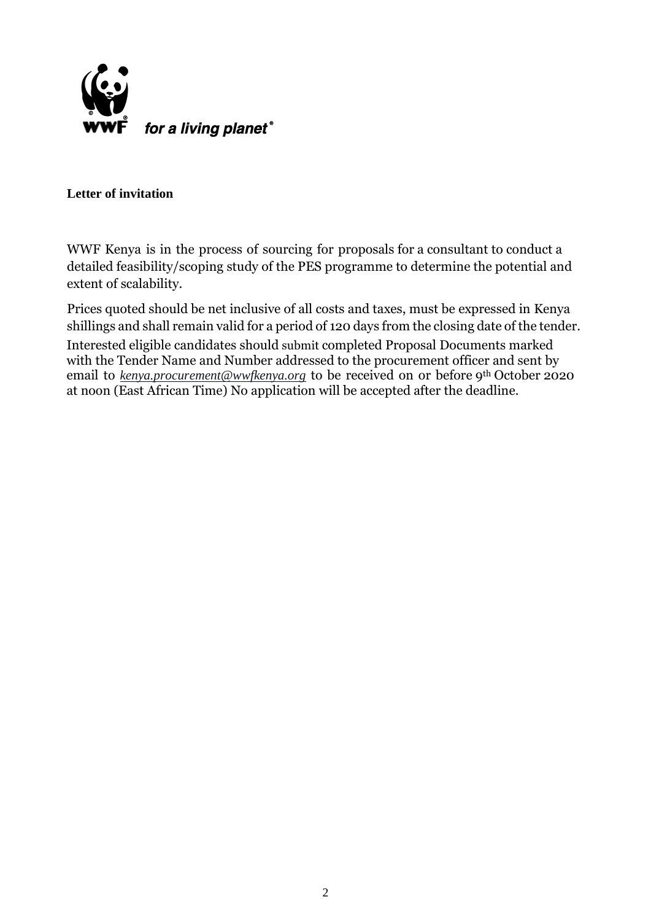**Letter of invitation**

WWF Kenya is in the process of sourcing for proposals for a consultant to conduct a detailed feasibility/scoping study of the PES programme to determine the potential and extent of scalability.

Prices quoted should be net inclusive of all costs and taxes, must be expressed in Kenya shillings and shall remain valid for a period of 120 days from the closing date of the tender. Interested eligible candidates should submit completed Proposal Documents marked with the Tender Name and Number addressed to the procurement officer and sent by email to *kenya.procurement@wwfkenya.org* to be received on or before 9th October 2020 at noon (East African Time) No application will be accepted after the deadline.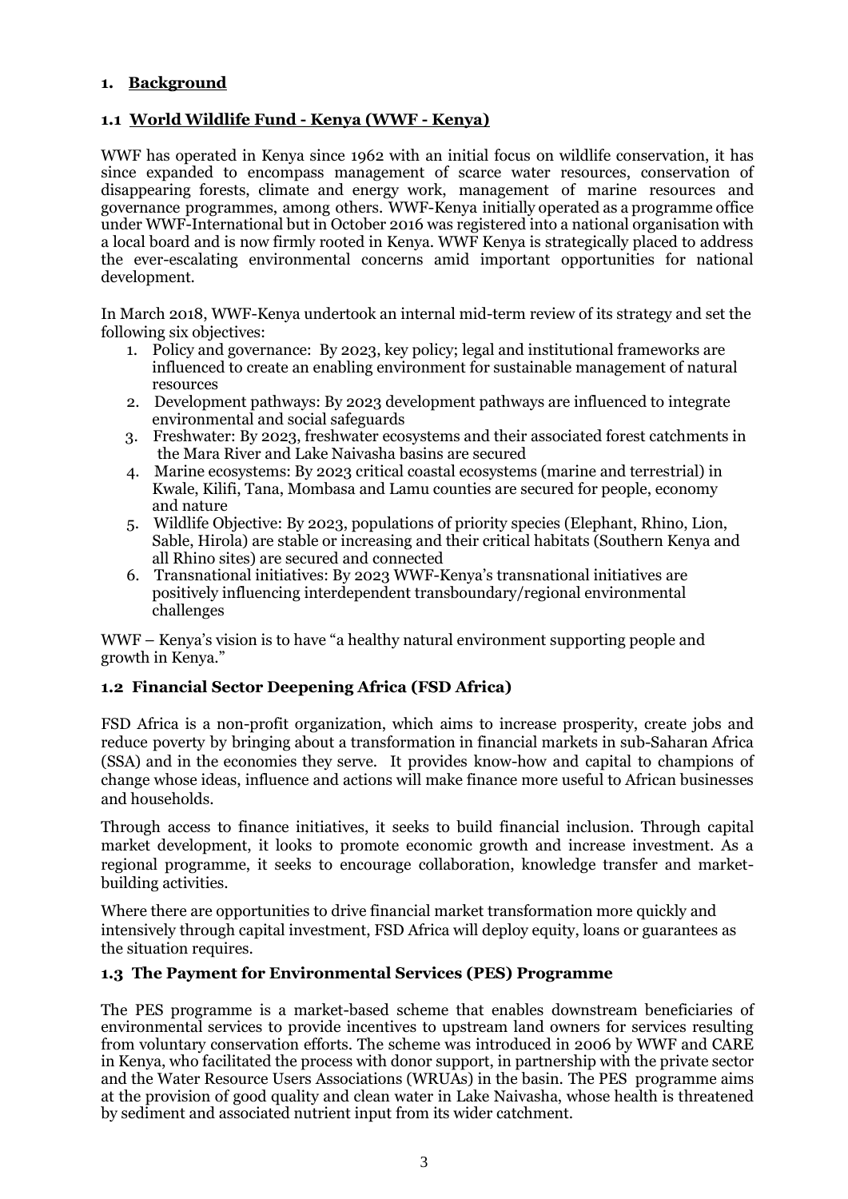## 1. Background

### 1.1 World Wildlife Fund - Kenya (WWF - Kenya)

WWF has operated in Kenya since 1962 with an initial focus on wildlife conservation, it has since expanded to encompass management of scarce water resources, conservation of disappearing forests, climate and energy work, management of marine resources and governance programmes, among others. WWF-Kenya initially operated as a programme office under WWF-International but in October 2016 was registered into a national organisation with a local board and is now firmly rooted in Kenya. WWF Kenya is strategically placed to address the ever-escalating environmental concerns amid important opportunities for national development.

In March 2018, WWF-Kenya undertook an internal mid-term review of its strategy and set the following six objectives:

1. Policy and governance: By 2023, key policy; legal and institutional frameworks are influenced to create an enabling environment for sustainable management of natural resources
2. Development pathways: By 2023 development pathways are influenced to integrate environmental and social safeguards
3. Freshwater: By 2023, freshwater ecosystems and their associated forest catchments in the Mara River and Lake Naivasha basins are secured
4. Marine ecosystems: By 2023 critical coastal ecosystems (marine and terrestrial) in Kwale, Kilifi, Tana, Mombasa and Lamu counties are secured for people, economy and nature
5. Wildlife Objective: By 2023, populations of priority species (Elephant, Rhino, Lion, Sable, Hirola) are stable or increasing and their critical habitats (Southern Kenya and all Rhino sites) are secured and connected
6. Transnational initiatives: By 2023 WWF-Kenya's transnational initiatives are positively influencing interdependent transboundary/regional environmental challenges

WWF – Kenya's vision is to have "a healthy natural environment supporting people and growth in Kenya."

### 1.2 Financial Sector Deepening Africa (FSD Africa)

FSD Africa is a non-profit organization, which aims to increase prosperity, create jobs and reduce poverty by bringing about a transformation in financial markets in sub-Saharan Africa (SSA) and in the economies they serve. It provides know-how and capital to champions of change whose ideas, influence and actions will make finance more useful to African businesses and households.

Through access to finance initiatives, it seeks to build financial inclusion. Through capital market development, it looks to promote economic growth and increase investment. As a regional programme, it seeks to encourage collaboration, knowledge transfer and market-building activities.

Where there are opportunities to drive financial market transformation more quickly and intensively through capital investment, FSD Africa will deploy equity, loans or guarantees as the situation requires.

### 1.3 The Payment for Environmental Services (PES) Programme

The PES programme is a market-based scheme that enables downstream beneficiaries of environmental services to provide incentives to upstream land owners for services resulting from voluntary conservation efforts. The scheme was introduced in 2006 by WWF and CARE in Kenya, who facilitated the process with donor support, in partnership with the private sector and the Water Resource Users Associations (WRUAs) in the basin. The PES programme aims at the provision of good quality and clean water in Lake Naivasha, whose health is threatened by sediment and associated nutrient input from its wider catchment.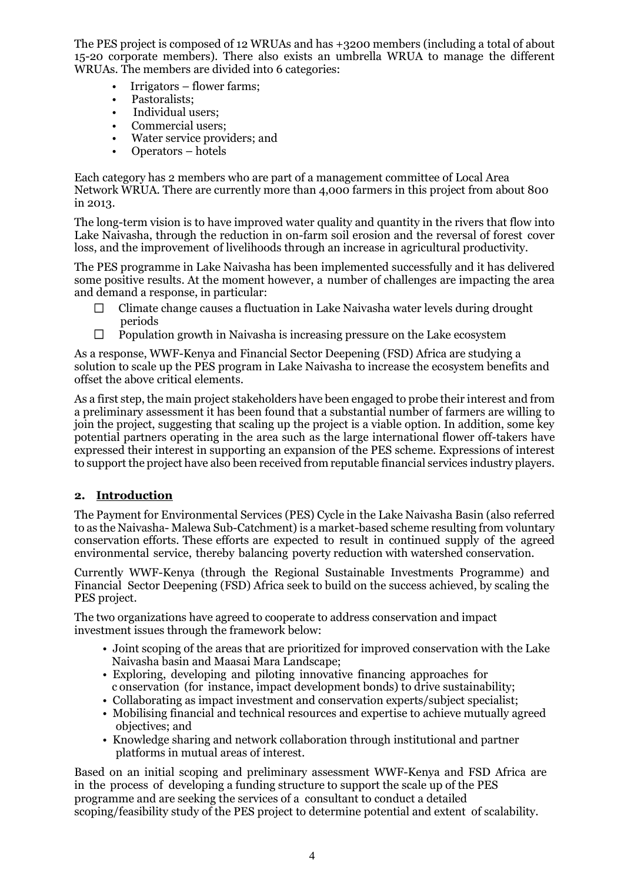The PES project is composed of 12 WRUAs and has +3200 members (including a total of about 15-20 corporate members). There also exists an umbrella WRUA to manage the different WRUAs. The members are divided into 6 categories:

- Irrigators – flower farms;
- Pastoralists;
- Individual users;
- Commercial users;
- Water service providers; and
- Operators – hotels

Each category has 2 members who are part of a management committee of Local Area Network WRUA. There are currently more than 4,000 farmers in this project from about 800 in 2013.

The long-term vision is to have improved water quality and quantity in the rivers that flow into Lake Naivasha, through the reduction in on-farm soil erosion and the reversal of forest cover loss, and the improvement of livelihoods through an increase in agricultural productivity.

The PES programme in Lake Naivasha has been implemented successfully and it has delivered some positive results. At the moment however, a number of challenges are impacting the area and demand a response, in particular:

- Climate change causes a fluctuation in Lake Naivasha water levels during drought periods
- Population growth in Naivasha is increasing pressure on the Lake ecosystem

As a response, WWF-Kenya and Financial Sector Deepening (FSD) Africa are studying a solution to scale up the PES program in Lake Naivasha to increase the ecosystem benefits and offset the above critical elements.

As a first step, the main project stakeholders have been engaged to probe their interest and from a preliminary assessment it has been found that a substantial number of farmers are willing to join the project, suggesting that scaling up the project is a viable option. In addition, some key potential partners operating in the area such as the large international flower off-takers have expressed their interest in supporting an expansion of the PES scheme. Expressions of interest to support the project have also been received from reputable financial services industry players.

## 2. Introduction

The Payment for Environmental Services (PES) Cycle in the Lake Naivasha Basin (also referred to as the Naivasha- Malewa Sub-Catchment) is a market-based scheme resulting from voluntary conservation efforts. These efforts are expected to result in continued supply of the agreed environmental service, thereby balancing poverty reduction with watershed conservation.

Currently WWF-Kenya (through the Regional Sustainable Investments Programme) and Financial Sector Deepening (FSD) Africa seek to build on the success achieved, by scaling the PES project.

The two organizations have agreed to cooperate to address conservation and impact investment issues through the framework below:

- Joint scoping of the areas that are prioritized for improved conservation with the Lake Naivasha basin and Maasai Mara Landscape;
- Exploring, developing and piloting innovative financing approaches for conservation (for instance, impact development bonds) to drive sustainability;
- Collaborating as impact investment and conservation experts/subject specialist;
- Mobilising financial and technical resources and expertise to achieve mutually agreed objectives; and
- Knowledge sharing and network collaboration through institutional and partner platforms in mutual areas of interest.

Based on an initial scoping and preliminary assessment WWF-Kenya and FSD Africa are in the process of developing a funding structure to support the scale up of the PES programme and are seeking the services of a consultant to conduct a detailed scoping/feasibility study of the PES project to determine potential and extent of scalability.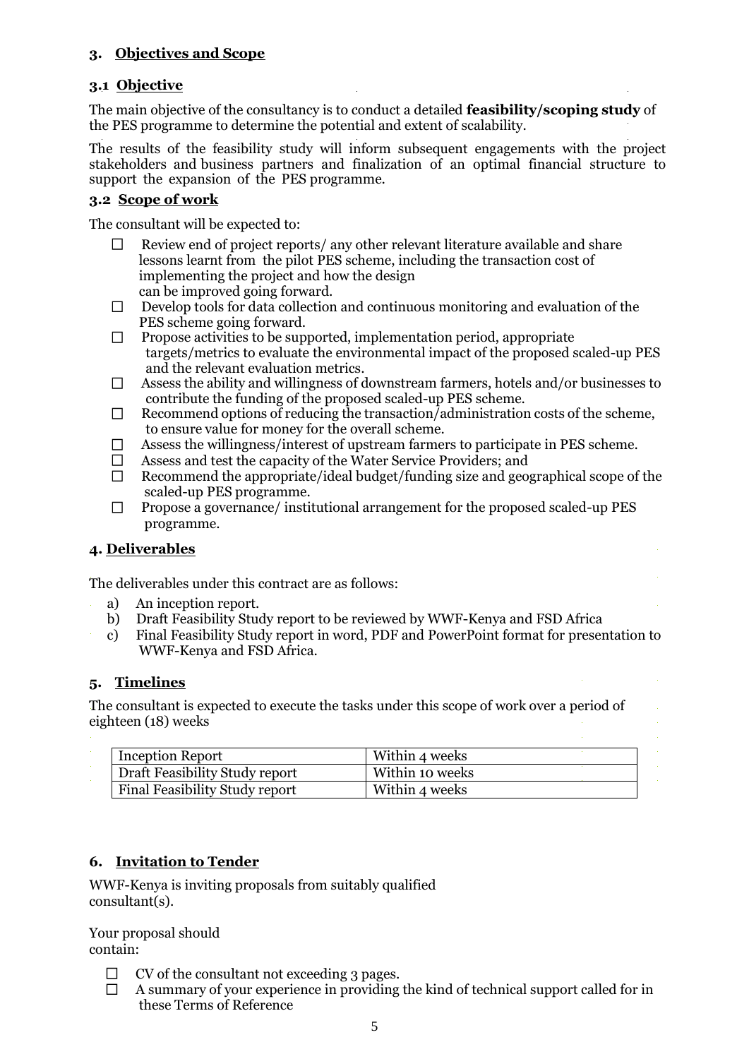## 3. Objectives and Scope

### 3.1 Objective

The main objective of the consultancy is to conduct a detailed **feasibility/scoping study** of the PES programme to determine the potential and extent of scalability.

The results of the feasibility study will inform subsequent engagements with the project stakeholders and business partners and finalization of an optimal financial structure to support the expansion of the PES programme.

### 3.2 Scope of work

The consultant will be expected to:

- Review end of project reports/ any other relevant literature available and share lessons learnt from the pilot PES scheme, including the transaction cost of implementing the project and how the design can be improved going forward.
- Develop tools for data collection and continuous monitoring and evaluation of the PES scheme going forward.
- Propose activities to be supported, implementation period, appropriate targets/metrics to evaluate the environmental impact of the proposed scaled-up PES and the relevant evaluation metrics.
- Assess the ability and willingness of downstream farmers, hotels and/or businesses to contribute the funding of the proposed scaled-up PES scheme.
- Recommend options of reducing the transaction/administration costs of the scheme, to ensure value for money for the overall scheme.
- Assess the willingness/interest of upstream farmers to participate in PES scheme.
- Assess and test the capacity of the Water Service Providers; and
- Recommend the appropriate/ideal budget/funding size and geographical scope of the scaled-up PES programme.
- Propose a governance/ institutional arrangement for the proposed scaled-up PES programme.

## 4. Deliverables

The deliverables under this contract are as follows:

a) An inception report.
b) Draft Feasibility Study report to be reviewed by WWF-Kenya and FSD Africa
c) Final Feasibility Study report in word, PDF and PowerPoint format for presentation to WWF-Kenya and FSD Africa.

## 5. Timelines

The consultant is expected to execute the tasks under this scope of work over a period of eighteen (18) weeks

| Inception Report | Within 4 weeks |
|---|---|
| Draft Feasibility Study report | Within 10 weeks |
| Final Feasibility Study report | Within 4 weeks |

## 6. Invitation to Tender

WWF-Kenya is inviting proposals from suitably qualified consultant(s).

Your proposal should contain:

- CV of the consultant not exceeding 3 pages.
- A summary of your experience in providing the kind of technical support called for in these Terms of Reference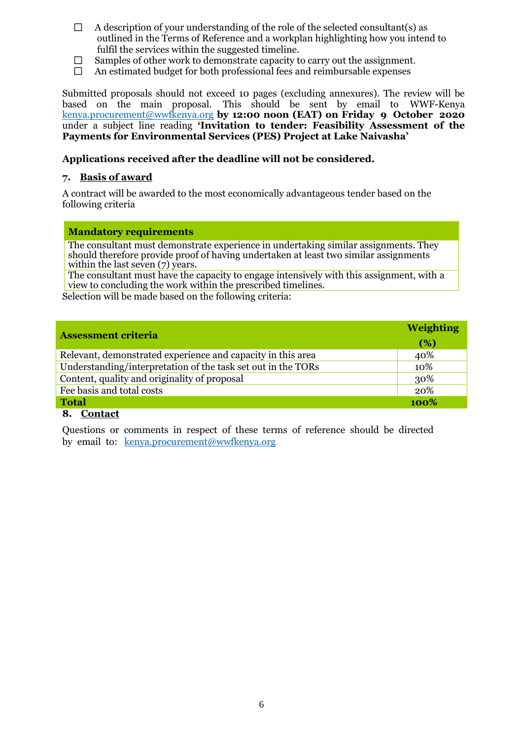- ☐ A description of your understanding of the role of the selected consultant(s) as outlined in the Terms of Reference and a workplan highlighting how you intend to fulfil the services within the suggested timeline.
- ☐ Samples of other work to demonstrate capacity to carry out the assignment.
- ☐ An estimated budget for both professional fees and reimbursable expenses

Submitted proposals should not exceed 10 pages (excluding annexures). The review will be based on the main proposal. This should be sent by email to WWF-Kenya kenya.procurement@wwfkenya.org **by 12:00 noon (EAT) on Friday 9 October 2020** under a subject line reading **'Invitation to tender: Feasibility Assessment of the Payments for Environmental Services (PES) Project at Lake Naivasha'**

**Applications received after the deadline will not be considered.**

## 7. Basis of award

A contract will be awarded to the most economically advantageous tender based on the following criteria

| Mandatory requirements |
|---|
| The consultant must demonstrate experience in undertaking similar assignments. They should therefore provide proof of having undertaken at least two similar assignments within the last seven (7) years. |
| The consultant must have the capacity to engage intensively with this assignment, with a view to concluding the work within the prescribed timelines. |

Selection will be made based on the following criteria:

| Assessment criteria | Weighting (%) |
|---|---|
| Relevant, demonstrated experience and capacity in this area | 40% |
| Understanding/interpretation of the task set out in the TORs | 10% |
| Content, quality and originality of proposal | 30% |
| Fee basis and total costs | 20% |
| **Total** | **100%** |

## 8. Contact

Questions or comments in respect of these terms of reference should be directed by email to: kenya.procurement@wwfkenya.org